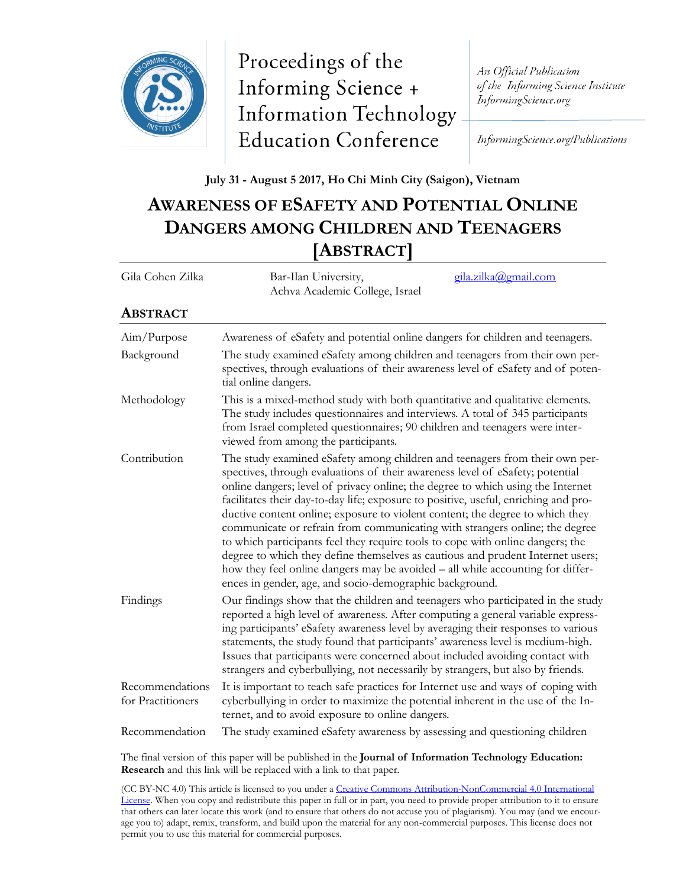Proceedings of the Informing Science + Information Technology Education Conference

*An Official Publication of the Informing Science Institute InformingScience.org*

*InformingScience.org/Publications*

**July 31 - August 5 2017, Ho Chi Minh City (Saigon), Vietnam**

# AWARENESS OF ESAFETY AND POTENTIAL ONLINE DANGERS AMONG CHILDREN AND TEENAGERS [ABSTRACT]

| | | |
|---|---|---|
| Gila Cohen Zilka | Bar-Ilan University, Achva Academic College, Israel | gila.zilka@gmail.com |

## ABSTRACT

| | |
|---|---|
| Aim/Purpose | Awareness of eSafety and potential online dangers for children and teenagers. |
| Background | The study examined eSafety among children and teenagers from their own perspectives, through evaluations of their awareness level of eSafety and of potential online dangers. |
| Methodology | This is a mixed-method study with both quantitative and qualitative elements. The study includes questionnaires and interviews. A total of 345 participants from Israel completed questionnaires; 90 children and teenagers were interviewed from among the participants. |
| Contribution | The study examined eSafety among children and teenagers from their own perspectives, through evaluations of their awareness level of eSafety; potential online dangers; level of privacy online; the degree to which using the Internet facilitates their day-to-day life; exposure to positive, useful, enriching and productive content online; exposure to violent content; the degree to which they communicate or refrain from communicating with strangers online; the degree to which participants feel they require tools to cope with online dangers; the degree to which they define themselves as cautious and prudent Internet users; how they feel online dangers may be avoided – all while accounting for differences in gender, age, and socio-demographic background. |
| Findings | Our findings show that the children and teenagers who participated in the study reported a high level of awareness. After computing a general variable expressing participants' eSafety awareness level by averaging their responses to various statements, the study found that participants' awareness level is medium-high. Issues that participants were concerned about included avoiding contact with strangers and cyberbullying, not necessarily by strangers, but also by friends. |
| Recommendations for Practitioners | It is important to teach safe practices for Internet use and ways of coping with cyberbullying in order to maximize the potential inherent in the use of the Internet, and to avoid exposure to online dangers. |
| Recommendation | The study examined eSafety awareness by assessing and questioning children |

The final version of this paper will be published in the **Journal of Information Technology Education: Research** and this link will be replaced with a link to that paper.

(CC BY-NC 4.0) This article is licensed to you under a Creative Commons Attribution-NonCommercial 4.0 International License. When you copy and redistribute this paper in full or in part, you need to provide proper attribution to it to ensure that others can later locate this work (and to ensure that others do not accuse you of plagiarism). You may (and we encourage you to) adapt, remix, transform, and build upon the material for any non-commercial purposes. This license does not permit you to use this material for commercial purposes.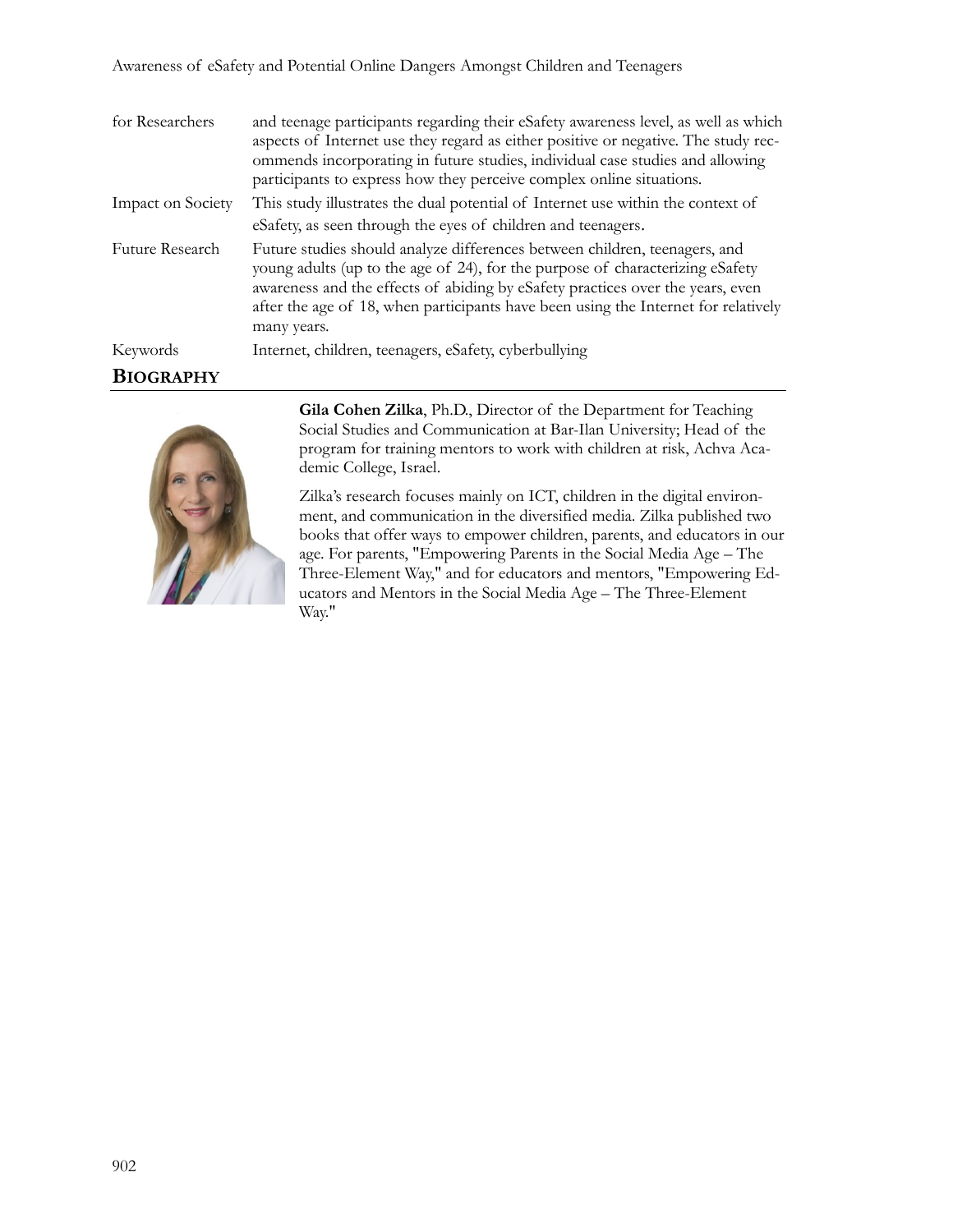| | |
|---|---|
| for Researchers | and teenage participants regarding their eSafety awareness level, as well as which aspects of Internet use they regard as either positive or negative. The study recommends incorporating in future studies, individual case studies and allowing participants to express how they perceive complex online situations. |
| Impact on Society | This study illustrates the dual potential of Internet use within the context of eSafety, as seen through the eyes of children and teenagers. |
| Future Research | Future studies should analyze differences between children, teenagers, and young adults (up to the age of 24), for the purpose of characterizing eSafety awareness and the effects of abiding by eSafety practices over the years, even after the age of 18, when participants have been using the Internet for relatively many years. |
| Keywords | Internet, children, teenagers, eSafety, cyberbullying |

## BIOGRAPHY

**Gila Cohen Zilka**, Ph.D., Director of the Department for Teaching Social Studies and Communication at Bar-Ilan University; Head of the program for training mentors to work with children at risk, Achva Academic College, Israel.

Zilka's research focuses mainly on ICT, children in the digital environment, and communication in the diversified media. Zilka published two books that offer ways to empower children, parents, and educators in our age. For parents, "Empowering Parents in the Social Media Age – The Three-Element Way," and for educators and mentors, "Empowering Educators and Mentors in the Social Media Age – The Three-Element Way."